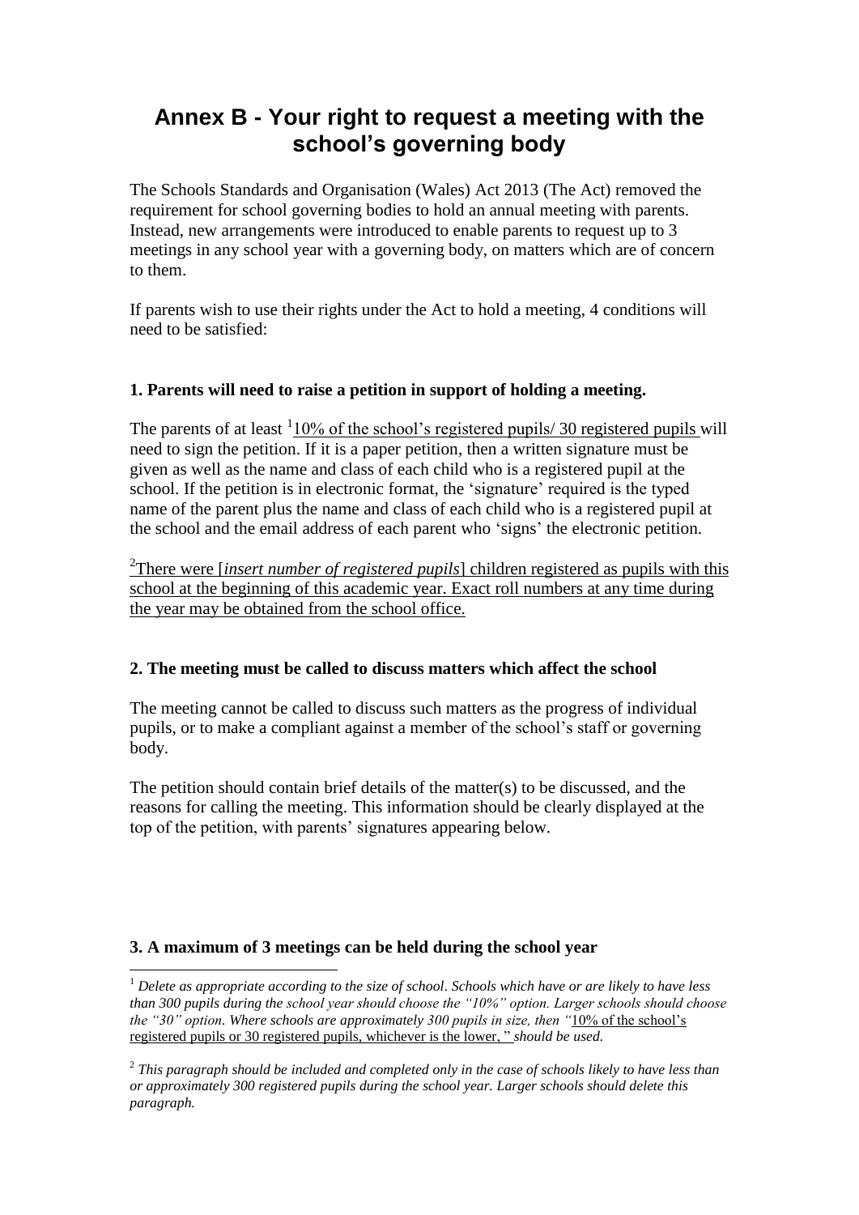# Annex B - Your right to request a meeting with the school's governing body

The Schools Standards and Organisation (Wales) Act 2013 (The Act) removed the requirement for school governing bodies to hold an annual meeting with parents. Instead, new arrangements were introduced to enable parents to request up to 3 meetings in any school year with a governing body, on matters which are of concern to them.

If parents wish to use their rights under the Act to hold a meeting, 4 conditions will need to be satisfied:

**1. Parents will need to raise a petition in support of holding a meeting.**

The parents of at least [1]10% of the school's registered pupils/ 30 registered pupils will need to sign the petition. If it is a paper petition, then a written signature must be given as well as the name and class of each child who is a registered pupil at the school. If the petition is in electronic format, the 'signature' required is the typed name of the parent plus the name and class of each child who is a registered pupil at the school and the email address of each parent who 'signs' the electronic petition.

[2]There were [*insert number of registered pupils*] children registered as pupils with this school at the beginning of this academic year. Exact roll numbers at any time during the year may be obtained from the school office.

**2. The meeting must be called to discuss matters which affect the school**

The meeting cannot be called to discuss such matters as the progress of individual pupils, or to make a compliant against a member of the school's staff or governing body.

The petition should contain brief details of the matter(s) to be discussed, and the reasons for calling the meeting. This information should be clearly displayed at the top of the petition, with parents' signatures appearing below.

**3. A maximum of 3 meetings can be held during the school year**

---

[1] *Delete as appropriate according to the size of school. Schools which have or are likely to have less than 300 pupils during the school year should choose the "10%" option. Larger schools should choose the "30" option. Where schools are approximately 300 pupils in size, then "*10% of the school's registered pupils or 30 registered pupils, whichever is the lower, " *should be used.*

[2] *This paragraph should be included and completed only in the case of schools likely to have less than or approximately 300 registered pupils during the school year. Larger schools should delete this paragraph.*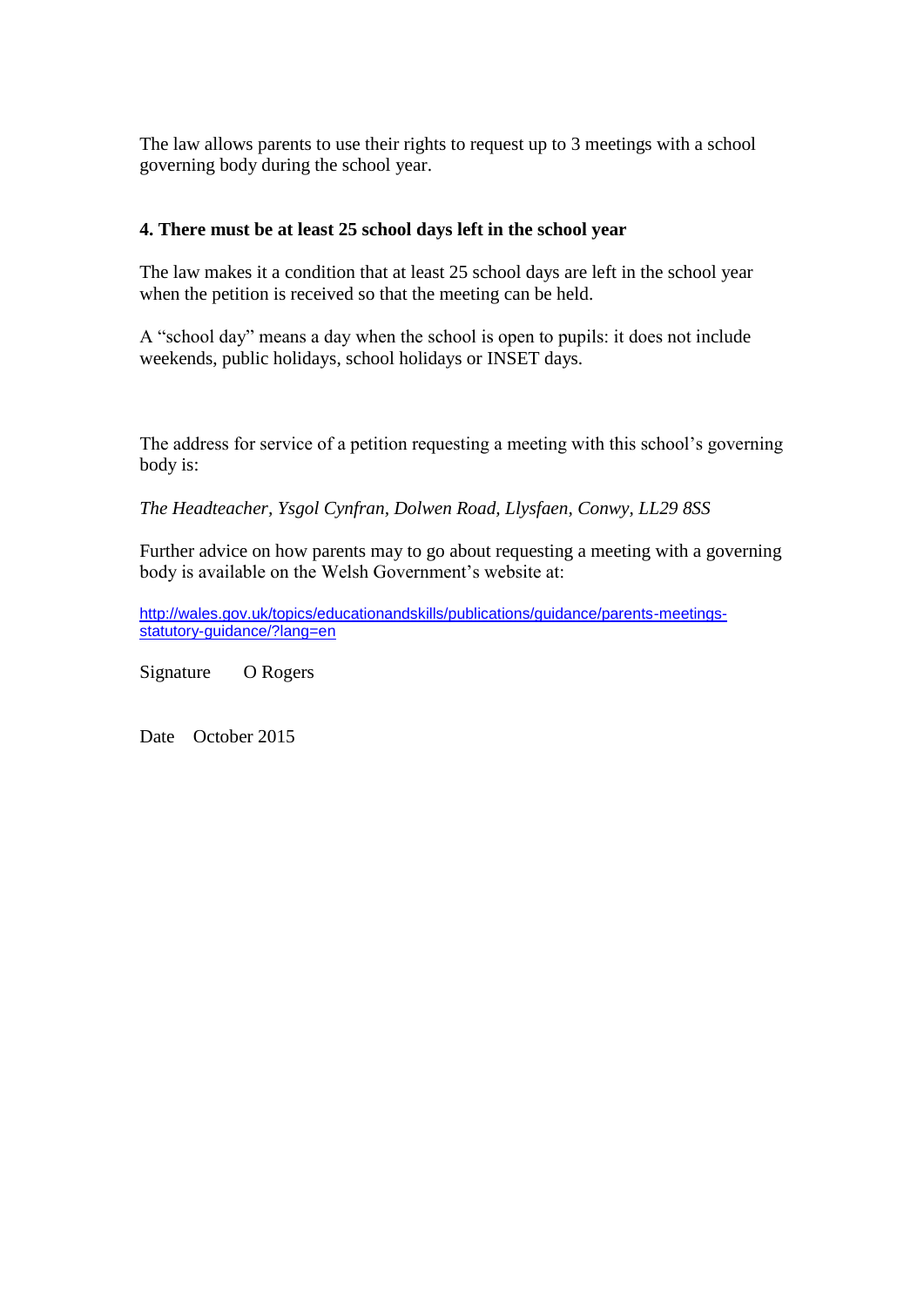The law allows parents to use their rights to request up to 3 meetings with a school governing body during the school year.

**4. There must be at least 25 school days left in the school year**

The law makes it a condition that at least 25 school days are left in the school year when the petition is received so that the meeting can be held.

A "school day" means a day when the school is open to pupils: it does not include weekends, public holidays, school holidays or INSET days.

The address for service of a petition requesting a meeting with this school's governing body is:

*The Headteacher, Ysgol Cynfran, Dolwen Road, Llysfaen, Conwy, LL29 8SS*

Further advice on how parents may to go about requesting a meeting with a governing body is available on the Welsh Government's website at:

http://wales.gov.uk/topics/educationandskills/publications/guidance/parents-meetings-statutory-guidance/?lang=en

Signature O Rogers

Date October 2015